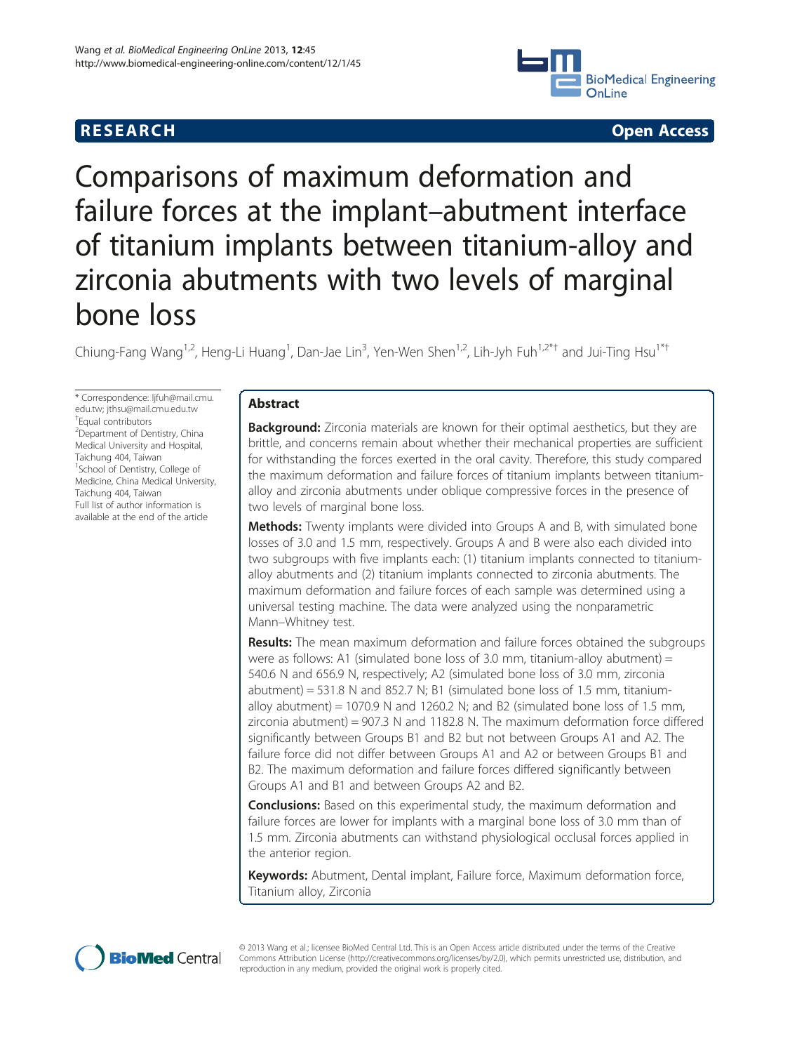# RESEARCH **Open Access**

# Comparisons of maximum deformation and failure forces at the implant–abutment interface of titanium implants between titanium-alloy and zirconia abutments with two levels of marginal bone loss

Chiung-Fang Wang[1,2], Heng-Li Huang[1], Dan-Jae Lin[3], Yen-Wen Shen[1,2], Lih-Jyh Fuh[1,2*†] and Jui-Ting Hsu[1*†]

\* Correspondence: ljfuh@mail.cmu.edu.tw; jthsu@mail.cmu.edu.tw
†Equal contributors
[2]Department of Dentistry, China Medical University and Hospital, Taichung 404, Taiwan
[1]School of Dentistry, College of Medicine, China Medical University, Taichung 404, Taiwan
Full list of author information is available at the end of the article

## Abstract

**Background:** Zirconia materials are known for their optimal aesthetics, but they are brittle, and concerns remain about whether their mechanical properties are sufficient for withstanding the forces exerted in the oral cavity. Therefore, this study compared the maximum deformation and failure forces of titanium implants between titanium-alloy and zirconia abutments under oblique compressive forces in the presence of two levels of marginal bone loss.

**Methods:** Twenty implants were divided into Groups A and B, with simulated bone losses of 3.0 and 1.5 mm, respectively. Groups A and B were also each divided into two subgroups with five implants each: (1) titanium implants connected to titanium-alloy abutments and (2) titanium implants connected to zirconia abutments. The maximum deformation and failure forces of each sample was determined using a universal testing machine. The data were analyzed using the nonparametric Mann–Whitney test.

**Results:** The mean maximum deformation and failure forces obtained the subgroups were as follows: A1 (simulated bone loss of 3.0 mm, titanium-alloy abutment) = 540.6 N and 656.9 N, respectively; A2 (simulated bone loss of 3.0 mm, zirconia abutment) = 531.8 N and 852.7 N; B1 (simulated bone loss of 1.5 mm, titanium-alloy abutment) = 1070.9 N and 1260.2 N; and B2 (simulated bone loss of 1.5 mm, zirconia abutment) = 907.3 N and 1182.8 N. The maximum deformation force differed significantly between Groups B1 and B2 but not between Groups A1 and A2. The failure force did not differ between Groups A1 and A2 or between Groups B1 and B2. The maximum deformation and failure forces differed significantly between Groups A1 and B1 and between Groups A2 and B2.

**Conclusions:** Based on this experimental study, the maximum deformation and failure forces are lower for implants with a marginal bone loss of 3.0 mm than of 1.5 mm. Zirconia abutments can withstand physiological occlusal forces applied in the anterior region.

**Keywords:** Abutment, Dental implant, Failure force, Maximum deformation force, Titanium alloy, Zirconia

© 2013 Wang et al.; licensee BioMed Central Ltd. This is an Open Access article distributed under the terms of the Creative Commons Attribution License (http://creativecommons.org/licenses/by/2.0), which permits unrestricted use, distribution, and reproduction in any medium, provided the original work is properly cited.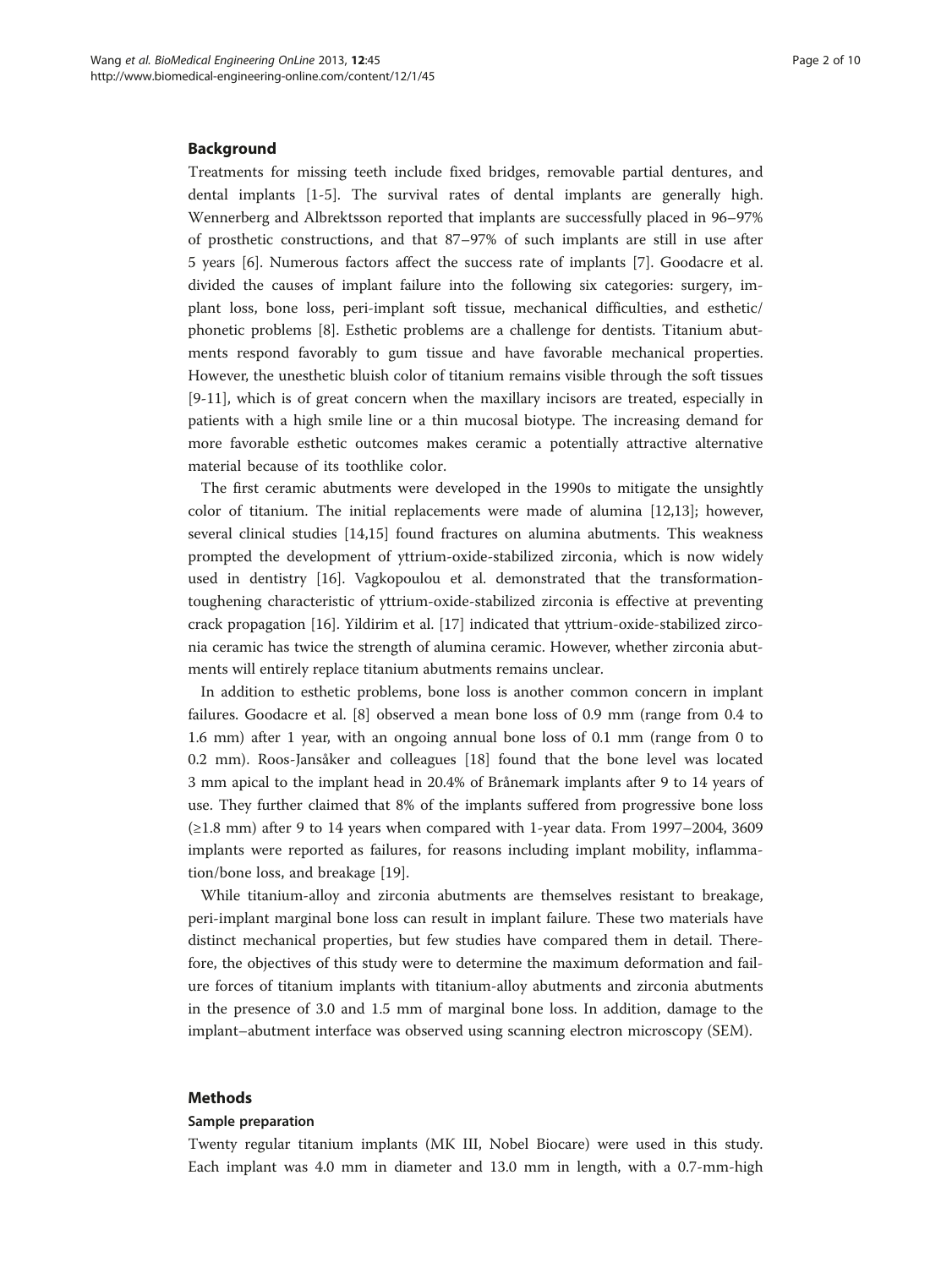## Background

Treatments for missing teeth include fixed bridges, removable partial dentures, and dental implants [1-5]. The survival rates of dental implants are generally high. Wennerberg and Albrektsson reported that implants are successfully placed in 96–97% of prosthetic constructions, and that 87–97% of such implants are still in use after 5 years [6]. Numerous factors affect the success rate of implants [7]. Goodacre et al. divided the causes of implant failure into the following six categories: surgery, implant loss, bone loss, peri-implant soft tissue, mechanical difficulties, and esthetic/phonetic problems [8]. Esthetic problems are a challenge for dentists. Titanium abutments respond favorably to gum tissue and have favorable mechanical properties. However, the unesthetic bluish color of titanium remains visible through the soft tissues [9-11], which is of great concern when the maxillary incisors are treated, especially in patients with a high smile line or a thin mucosal biotype. The increasing demand for more favorable esthetic outcomes makes ceramic a potentially attractive alternative material because of its toothlike color.

The first ceramic abutments were developed in the 1990s to mitigate the unsightly color of titanium. The initial replacements were made of alumina [12,13]; however, several clinical studies [14,15] found fractures on alumina abutments. This weakness prompted the development of yttrium-oxide-stabilized zirconia, which is now widely used in dentistry [16]. Vagkopoulou et al. demonstrated that the transformation-toughening characteristic of yttrium-oxide-stabilized zirconia is effective at preventing crack propagation [16]. Yildirim et al. [17] indicated that yttrium-oxide-stabilized zirconia ceramic has twice the strength of alumina ceramic. However, whether zirconia abutments will entirely replace titanium abutments remains unclear.

In addition to esthetic problems, bone loss is another common concern in implant failures. Goodacre et al. [8] observed a mean bone loss of 0.9 mm (range from 0.4 to 1.6 mm) after 1 year, with an ongoing annual bone loss of 0.1 mm (range from 0 to 0.2 mm). Roos-Jansåker and colleagues [18] found that the bone level was located 3 mm apical to the implant head in 20.4% of Brånemark implants after 9 to 14 years of use. They further claimed that 8% of the implants suffered from progressive bone loss (≥1.8 mm) after 9 to 14 years when compared with 1-year data. From 1997–2004, 3609 implants were reported as failures, for reasons including implant mobility, inflammation/bone loss, and breakage [19].

While titanium-alloy and zirconia abutments are themselves resistant to breakage, peri-implant marginal bone loss can result in implant failure. These two materials have distinct mechanical properties, but few studies have compared them in detail. Therefore, the objectives of this study were to determine the maximum deformation and failure forces of titanium implants with titanium-alloy abutments and zirconia abutments in the presence of 3.0 and 1.5 mm of marginal bone loss. In addition, damage to the implant–abutment interface was observed using scanning electron microscopy (SEM).

## Methods

### Sample preparation

Twenty regular titanium implants (MK III, Nobel Biocare) were used in this study. Each implant was 4.0 mm in diameter and 13.0 mm in length, with a 0.7-mm-high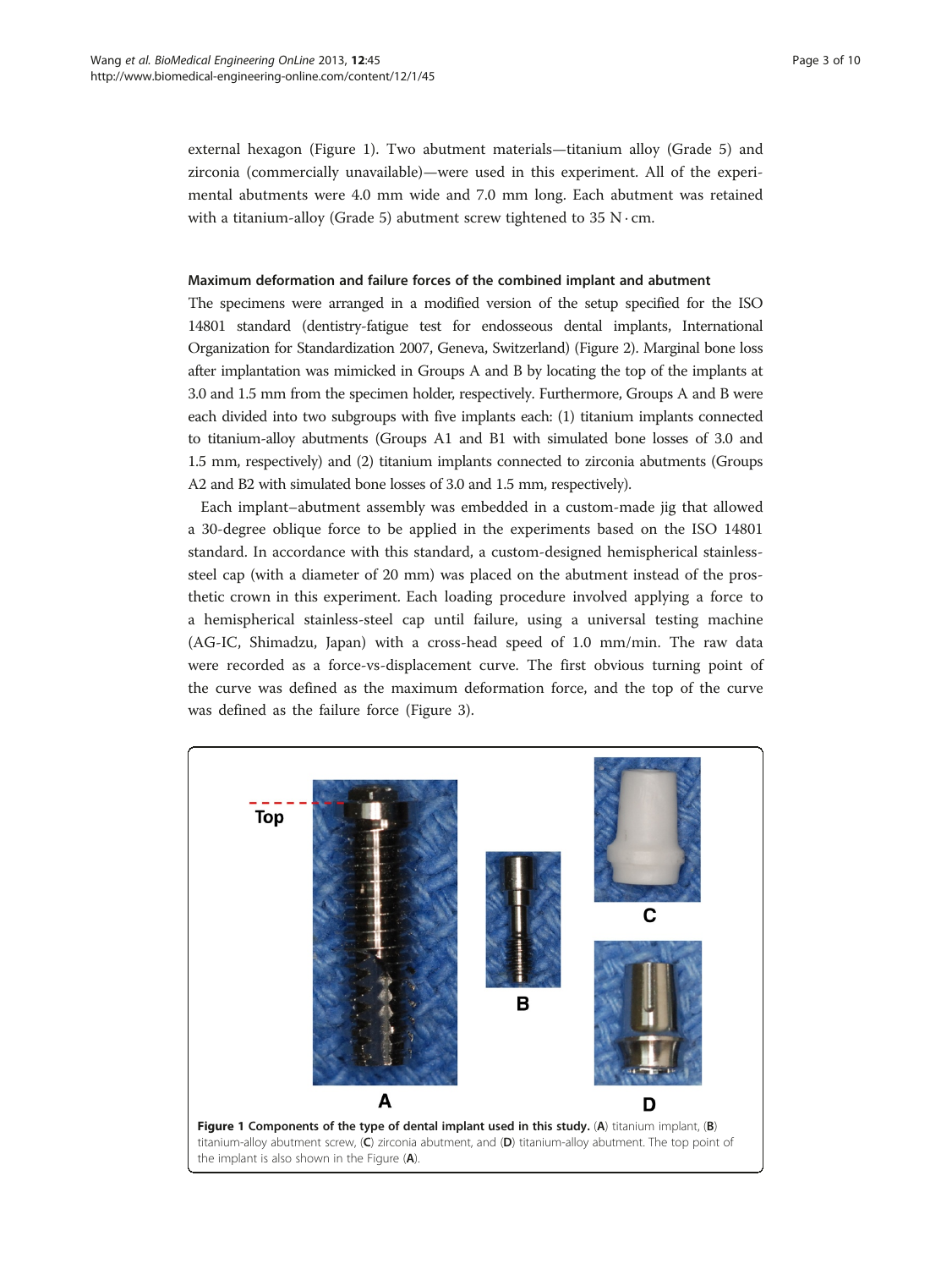external hexagon (Figure 1). Two abutment materials—titanium alloy (Grade 5) and zirconia (commercially unavailable)—were used in this experiment. All of the experimental abutments were 4.0 mm wide and 7.0 mm long. Each abutment was retained with a titanium-alloy (Grade 5) abutment screw tightened to 35 N · cm.

### Maximum deformation and failure forces of the combined implant and abutment

The specimens were arranged in a modified version of the setup specified for the ISO 14801 standard (dentistry-fatigue test for endosseous dental implants, International Organization for Standardization 2007, Geneva, Switzerland) (Figure 2). Marginal bone loss after implantation was mimicked in Groups A and B by locating the top of the implants at 3.0 and 1.5 mm from the specimen holder, respectively. Furthermore, Groups A and B were each divided into two subgroups with five implants each: (1) titanium implants connected to titanium-alloy abutments (Groups A1 and B1 with simulated bone losses of 3.0 and 1.5 mm, respectively) and (2) titanium implants connected to zirconia abutments (Groups A2 and B2 with simulated bone losses of 3.0 and 1.5 mm, respectively).

Each implant–abutment assembly was embedded in a custom-made jig that allowed a 30-degree oblique force to be applied in the experiments based on the ISO 14801 standard. In accordance with this standard, a custom-designed hemispherical stainless-steel cap (with a diameter of 20 mm) was placed on the abutment instead of the prosthetic crown in this experiment. Each loading procedure involved applying a force to a hemispherical stainless-steel cap until failure, using a universal testing machine (AG-IC, Shimadzu, Japan) with a cross-head speed of 1.0 mm/min. The raw data were recorded as a force-vs-displacement curve. The first obvious turning point of the curve was defined as the maximum deformation force, and the top of the curve was defined as the failure force (Figure 3).

**Figure 1 Components of the type of dental implant used in this study.** (**A**) titanium implant, (**B**) titanium-alloy abutment screw, (**C**) zirconia abutment, and (**D**) titanium-alloy abutment. The top point of the implant is also shown in the Figure (**A**).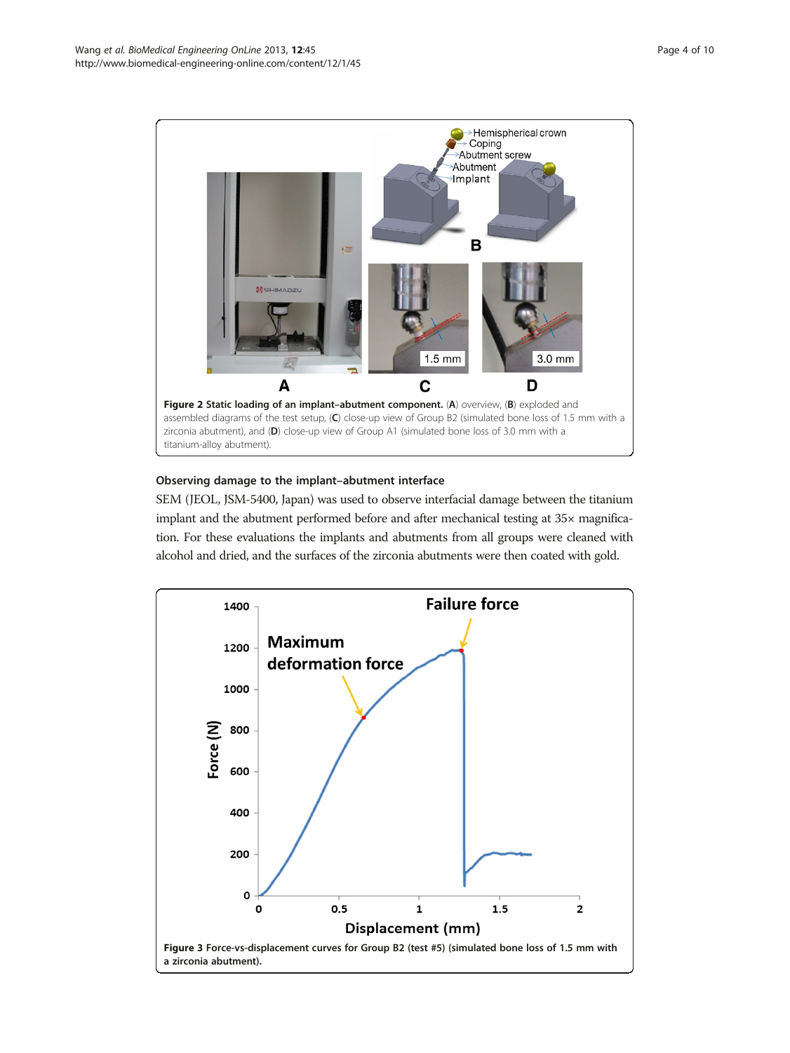**Figure 2 Static loading of an implant–abutment component.** (**A**) overview, (**B**) exploded and assembled diagrams of the test setup, (**C**) close-up view of Group B2 (simulated bone loss of 1.5 mm with a zirconia abutment), and (**D**) close-up view of Group A1 (simulated bone loss of 3.0 mm with a titanium-alloy abutment).

#### Observing damage to the implant–abutment interface

SEM (JEOL, JSM-5400, Japan) was used to observe interfacial damage between the titanium implant and the abutment performed before and after mechanical testing at 35× magnification. For these evaluations the implants and abutments from all groups were cleaned with alcohol and dried, and the surfaces of the zirconia abutments were then coated with gold.

**Figure 3 Force-vs-displacement curves for Group B2 (test #5) (simulated bone loss of 1.5 mm with a zirconia abutment).**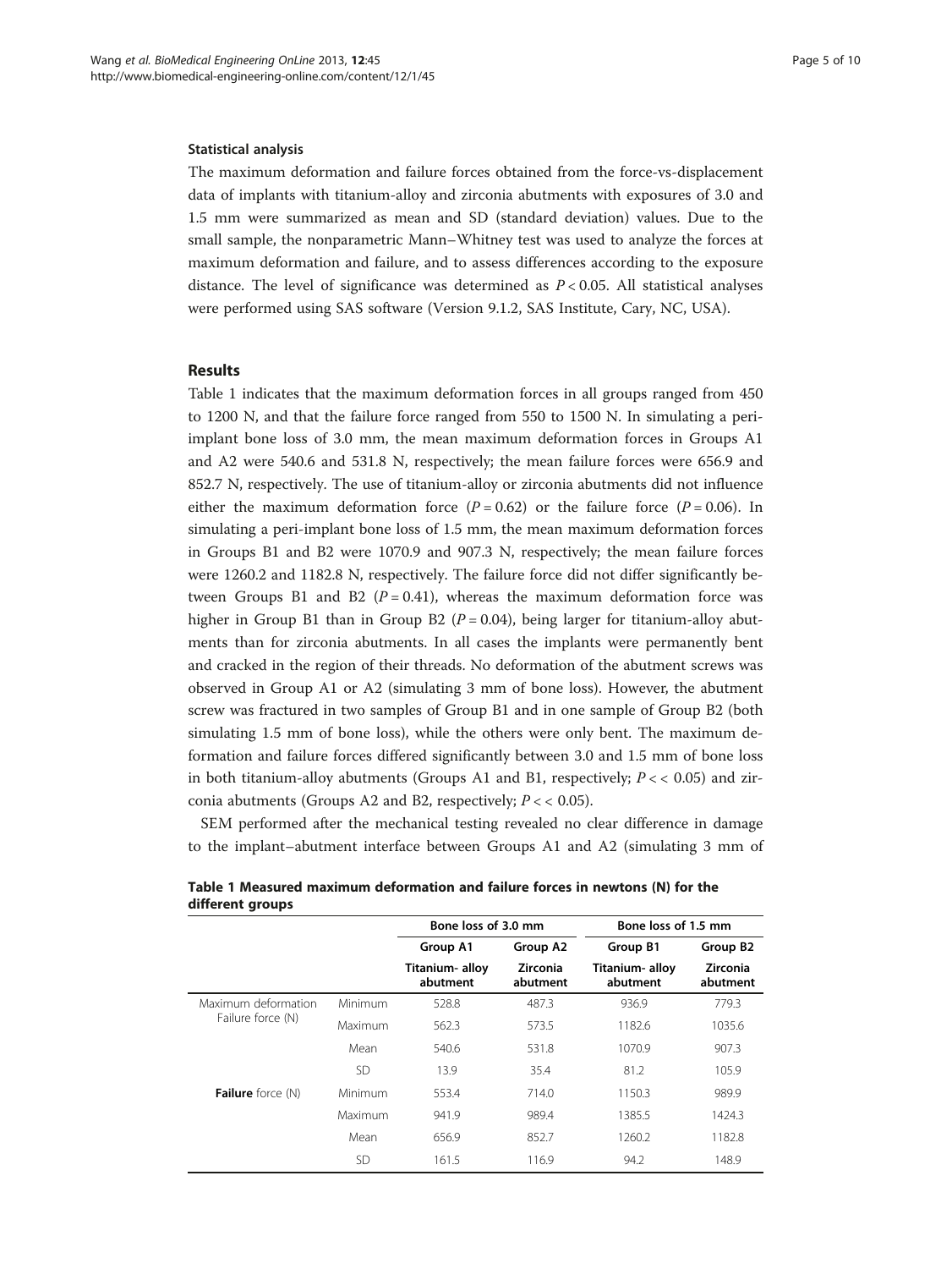### Statistical analysis

The maximum deformation and failure forces obtained from the force-vs-displacement data of implants with titanium-alloy and zirconia abutments with exposures of 3.0 and 1.5 mm were summarized as mean and SD (standard deviation) values. Due to the small sample, the nonparametric Mann–Whitney test was used to analyze the forces at maximum deformation and failure, and to assess differences according to the exposure distance. The level of significance was determined as $P < 0.05$. All statistical analyses were performed using SAS software (Version 9.1.2, SAS Institute, Cary, NC, USA).

## Results

Table 1 indicates that the maximum deformation forces in all groups ranged from 450 to 1200 N, and that the failure force ranged from 550 to 1500 N. In simulating a peri-implant bone loss of 3.0 mm, the mean maximum deformation forces in Groups A1 and A2 were 540.6 and 531.8 N, respectively; the mean failure forces were 656.9 and 852.7 N, respectively. The use of titanium-alloy or zirconia abutments did not influence either the maximum deformation force ($P = 0.62$) or the failure force ($P = 0.06$). In simulating a peri-implant bone loss of 1.5 mm, the mean maximum deformation forces in Groups B1 and B2 were 1070.9 and 907.3 N, respectively; the mean failure forces were 1260.2 and 1182.8 N, respectively. The failure force did not differ significantly between Groups B1 and B2 ($P = 0.41$), whereas the maximum deformation force was higher in Group B1 than in Group B2 ($P = 0.04$), being larger for titanium-alloy abutments than for zirconia abutments. In all cases the implants were permanently bent and cracked in the region of their threads. No deformation of the abutment screws was observed in Group A1 or A2 (simulating 3 mm of bone loss). However, the abutment screw was fractured in two samples of Group B1 and in one sample of Group B2 (both simulating 1.5 mm of bone loss), while the others were only bent. The maximum deformation and failure forces differed significantly between 3.0 and 1.5 mm of bone loss in both titanium-alloy abutments (Groups A1 and B1, respectively; $P << 0.05$) and zirconia abutments (Groups A2 and B2, respectively; $P << 0.05$).

SEM performed after the mechanical testing revealed no clear difference in damage to the implant–abutment interface between Groups A1 and A2 (simulating 3 mm of

**Table 1 Measured maximum deformation and failure forces in newtons (N) for the different groups**

| | | Bone loss of 3.0 mm | | Bone loss of 1.5 mm | |
|---|---|---|---|---|---|
| | | Group A1 | Group A2 | Group B1 | Group B2 |
| | | Titanium- alloy abutment | Zirconia abutment | Titanium- alloy abutment | Zirconia abutment |
| Maximum deformation Failure force (N) | Minimum | 528.8 | 487.3 | 936.9 | 779.3 |
| | Maximum | 562.3 | 573.5 | 1182.6 | 1035.6 |
| | Mean | 540.6 | 531.8 | 1070.9 | 907.3 |
| | SD | 13.9 | 35.4 | 81.2 | 105.9 |
| **Failure** force (N) | Minimum | 553.4 | 714.0 | 1150.3 | 989.9 |
| | Maximum | 941.9 | 989.4 | 1385.5 | 1424.3 |
| | Mean | 656.9 | 852.7 | 1260.2 | 1182.8 |
| | SD | 161.5 | 116.9 | 94.2 | 148.9 |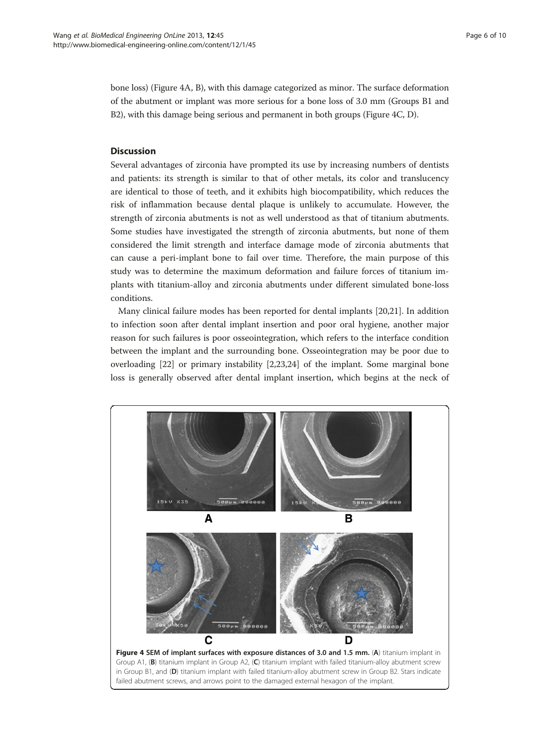bone loss) (Figure 4A, B), with this damage categorized as minor. The surface deformation of the abutment or implant was more serious for a bone loss of 3.0 mm (Groups B1 and B2), with this damage being serious and permanent in both groups (Figure 4C, D).

## Discussion

Several advantages of zirconia have prompted its use by increasing numbers of dentists and patients: its strength is similar to that of other metals, its color and translucency are identical to those of teeth, and it exhibits high biocompatibility, which reduces the risk of inflammation because dental plaque is unlikely to accumulate. However, the strength of zirconia abutments is not as well understood as that of titanium abutments. Some studies have investigated the strength of zirconia abutments, but none of them considered the limit strength and interface damage mode of zirconia abutments that can cause a peri-implant bone to fail over time. Therefore, the main purpose of this study was to determine the maximum deformation and failure forces of titanium implants with titanium-alloy and zirconia abutments under different simulated bone-loss conditions.

Many clinical failure modes has been reported for dental implants [20,21]. In addition to infection soon after dental implant insertion and poor oral hygiene, another major reason for such failures is poor osseointegration, which refers to the interface condition between the implant and the surrounding bone. Osseointegration may be poor due to overloading [22] or primary instability [2,23,24] of the implant. Some marginal bone loss is generally observed after dental implant insertion, which begins at the neck of

**Figure 4 SEM of implant surfaces with exposure distances of 3.0 and 1.5 mm.** (**A**) titanium implant in Group A1, (**B**) titanium implant in Group A2, (**C**) titanium implant with failed titanium-alloy abutment screw in Group B1, and (**D**) titanium implant with failed titanium-alloy abutment screw in Group B2. Stars indicate failed abutment screws, and arrows point to the damaged external hexagon of the implant.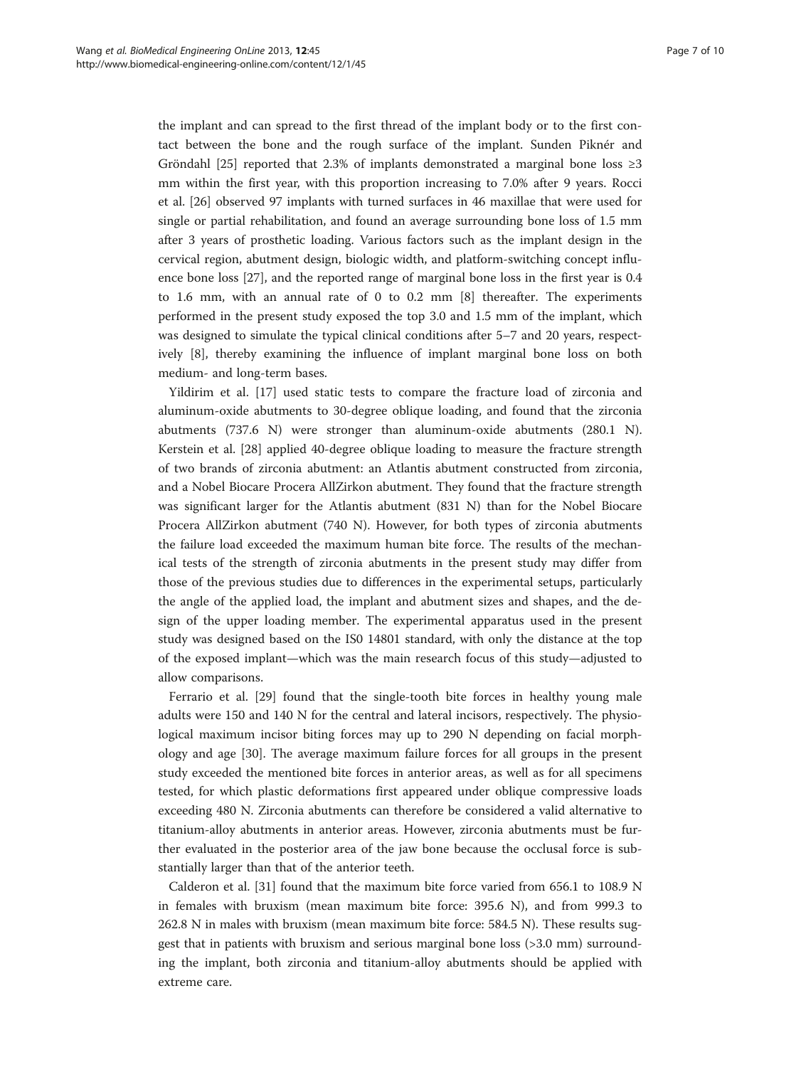the implant and can spread to the first thread of the implant body or to the first contact between the bone and the rough surface of the implant. Sunden Piknér and Gröndahl [25] reported that 2.3% of implants demonstrated a marginal bone loss ≥3 mm within the first year, with this proportion increasing to 7.0% after 9 years. Rocci et al. [26] observed 97 implants with turned surfaces in 46 maxillae that were used for single or partial rehabilitation, and found an average surrounding bone loss of 1.5 mm after 3 years of prosthetic loading. Various factors such as the implant design in the cervical region, abutment design, biologic width, and platform-switching concept influence bone loss [27], and the reported range of marginal bone loss in the first year is 0.4 to 1.6 mm, with an annual rate of 0 to 0.2 mm [8] thereafter. The experiments performed in the present study exposed the top 3.0 and 1.5 mm of the implant, which was designed to simulate the typical clinical conditions after 5–7 and 20 years, respectively [8], thereby examining the influence of implant marginal bone loss on both medium- and long-term bases.

Yildirim et al. [17] used static tests to compare the fracture load of zirconia and aluminum-oxide abutments to 30-degree oblique loading, and found that the zirconia abutments (737.6 N) were stronger than aluminum-oxide abutments (280.1 N). Kerstein et al. [28] applied 40-degree oblique loading to measure the fracture strength of two brands of zirconia abutment: an Atlantis abutment constructed from zirconia, and a Nobel Biocare Procera AllZirkon abutment. They found that the fracture strength was significant larger for the Atlantis abutment (831 N) than for the Nobel Biocare Procera AllZirkon abutment (740 N). However, for both types of zirconia abutments the failure load exceeded the maximum human bite force. The results of the mechanical tests of the strength of zirconia abutments in the present study may differ from those of the previous studies due to differences in the experimental setups, particularly the angle of the applied load, the implant and abutment sizes and shapes, and the design of the upper loading member. The experimental apparatus used in the present study was designed based on the IS0 14801 standard, with only the distance at the top of the exposed implant—which was the main research focus of this study—adjusted to allow comparisons.

Ferrario et al. [29] found that the single-tooth bite forces in healthy young male adults were 150 and 140 N for the central and lateral incisors, respectively. The physiological maximum incisor biting forces may up to 290 N depending on facial morphology and age [30]. The average maximum failure forces for all groups in the present study exceeded the mentioned bite forces in anterior areas, as well as for all specimens tested, for which plastic deformations first appeared under oblique compressive loads exceeding 480 N. Zirconia abutments can therefore be considered a valid alternative to titanium-alloy abutments in anterior areas. However, zirconia abutments must be further evaluated in the posterior area of the jaw bone because the occlusal force is substantially larger than that of the anterior teeth.

Calderon et al. [31] found that the maximum bite force varied from 656.1 to 108.9 N in females with bruxism (mean maximum bite force: 395.6 N), and from 999.3 to 262.8 N in males with bruxism (mean maximum bite force: 584.5 N). These results suggest that in patients with bruxism and serious marginal bone loss (>3.0 mm) surrounding the implant, both zirconia and titanium-alloy abutments should be applied with extreme care.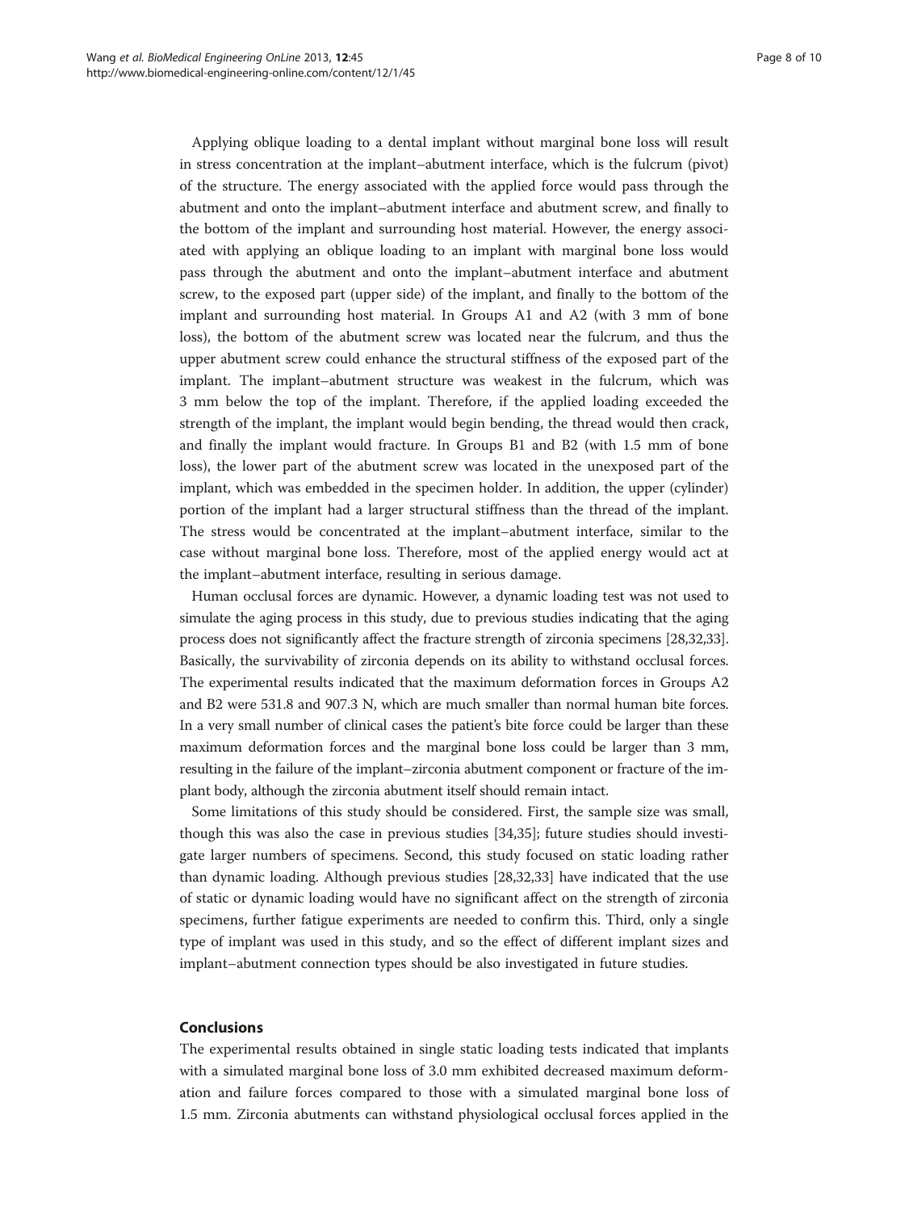Applying oblique loading to a dental implant without marginal bone loss will result in stress concentration at the implant–abutment interface, which is the fulcrum (pivot) of the structure. The energy associated with the applied force would pass through the abutment and onto the implant–abutment interface and abutment screw, and finally to the bottom of the implant and surrounding host material. However, the energy associated with applying an oblique loading to an implant with marginal bone loss would pass through the abutment and onto the implant–abutment interface and abutment screw, to the exposed part (upper side) of the implant, and finally to the bottom of the implant and surrounding host material. In Groups A1 and A2 (with 3 mm of bone loss), the bottom of the abutment screw was located near the fulcrum, and thus the upper abutment screw could enhance the structural stiffness of the exposed part of the implant. The implant–abutment structure was weakest in the fulcrum, which was 3 mm below the top of the implant. Therefore, if the applied loading exceeded the strength of the implant, the implant would begin bending, the thread would then crack, and finally the implant would fracture. In Groups B1 and B2 (with 1.5 mm of bone loss), the lower part of the abutment screw was located in the unexposed part of the implant, which was embedded in the specimen holder. In addition, the upper (cylinder) portion of the implant had a larger structural stiffness than the thread of the implant. The stress would be concentrated at the implant–abutment interface, similar to the case without marginal bone loss. Therefore, most of the applied energy would act at the implant–abutment interface, resulting in serious damage.

Human occlusal forces are dynamic. However, a dynamic loading test was not used to simulate the aging process in this study, due to previous studies indicating that the aging process does not significantly affect the fracture strength of zirconia specimens [28,32,33]. Basically, the survivability of zirconia depends on its ability to withstand occlusal forces. The experimental results indicated that the maximum deformation forces in Groups A2 and B2 were 531.8 and 907.3 N, which are much smaller than normal human bite forces. In a very small number of clinical cases the patient's bite force could be larger than these maximum deformation forces and the marginal bone loss could be larger than 3 mm, resulting in the failure of the implant–zirconia abutment component or fracture of the implant body, although the zirconia abutment itself should remain intact.

Some limitations of this study should be considered. First, the sample size was small, though this was also the case in previous studies [34,35]; future studies should investigate larger numbers of specimens. Second, this study focused on static loading rather than dynamic loading. Although previous studies [28,32,33] have indicated that the use of static or dynamic loading would have no significant affect on the strength of zirconia specimens, further fatigue experiments are needed to confirm this. Third, only a single type of implant was used in this study, and so the effect of different implant sizes and implant–abutment connection types should be also investigated in future studies.

## Conclusions

The experimental results obtained in single static loading tests indicated that implants with a simulated marginal bone loss of 3.0 mm exhibited decreased maximum deformation and failure forces compared to those with a simulated marginal bone loss of 1.5 mm. Zirconia abutments can withstand physiological occlusal forces applied in the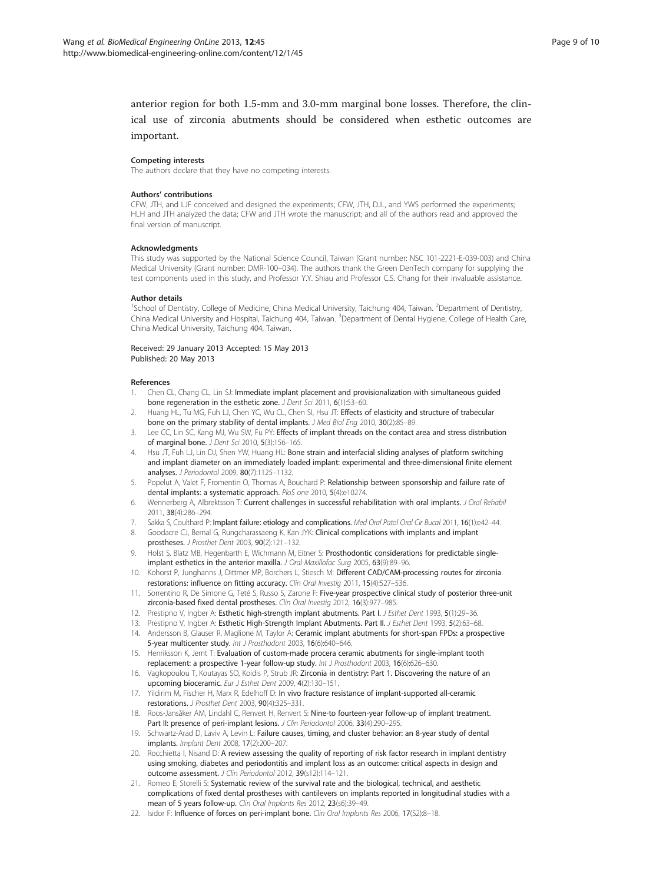anterior region for both 1.5-mm and 3.0-mm marginal bone losses. Therefore, the clinical use of zirconia abutments should be considered when esthetic outcomes are important.

#### Competing interests

The authors declare that they have no competing interests.

#### Authors' contributions

CFW, JTH, and LJF conceived and designed the experiments; CFW, JTH, DJL, and YWS performed the experiments; HLH and JTH analyzed the data; CFW and JTH wrote the manuscript; and all of the authors read and approved the final version of manuscript.

#### Acknowledgments

This study was supported by the National Science Council, Taiwan (Grant number: NSC 101-2221-E-039-003) and China Medical University (Grant number: DMR-100–034). The authors thank the Green DenTech company for supplying the test components used in this study, and Professor Y.Y. Shiau and Professor C.S. Chang for their invaluable assistance.

#### Author details

[1]School of Dentistry, College of Medicine, China Medical University, Taichung 404, Taiwan. [2]Department of Dentistry, China Medical University and Hospital, Taichung 404, Taiwan. [3]Department of Dental Hygiene, College of Health Care, China Medical University, Taichung 404, Taiwan.

Received: 29 January 2013 Accepted: 15 May 2013
Published: 20 May 2013

#### References

1. Chen CL, Chang CL, Lin SJ: **Immediate implant placement and provisionalization with simultaneous guided bone regeneration in the esthetic zone.** *J Dent Sci* 2011, **6**(1):53–60.
2. Huang HL, Tu MG, Fuh LJ, Chen YC, Wu CL, Chen SI, Hsu JT: **Effects of elasticity and structure of trabecular bone on the primary stability of dental implants.** *J Med Biol Eng* 2010, **30**(2):85–89.
3. Lee CC, Lin SC, Kang MJ, Wu SW, Fu PY: **Effects of implant threads on the contact area and stress distribution of marginal bone.** *J Dent Sci* 2010, **5**(3):156–165.
4. Hsu JT, Fuh LJ, Lin DJ, Shen YW, Huang HL: **Bone strain and interfacial sliding analyses of platform switching and implant diameter on an immediately loaded implant: experimental and three-dimensional finite element analyses.** *J Periodontol* 2009, **80**(7):1125–1132.
5. Popelut A, Valet F, Fromentin O, Thomas A, Bouchard P: **Relationship between sponsorship and failure rate of dental implants: a systematic approach.** *PloS one* 2010, **5**(4):e10274.
6. Wennerberg A, Albrektsson T: **Current challenges in successful rehabilitation with oral implants.** *J Oral Rehabil* 2011, **38**(4):286–294.
7. Sakka S, Coulthard P: **Implant failure: etiology and complications.** *Med Oral Patol Oral Cir Bucal* 2011, **16**(1):e42–44.
8. Goodacre CJ, Bernal G, Rungcharassaeng K, Kan JYK: **Clinical complications with implants and implant prostheses.** *J Prosthet Dent* 2003, **90**(2):121–132.
9. Holst S, Blatz MB, Hegenbarth E, Wichmann M, Eitner S: **Prosthodontic considerations for predictable single-implant esthetics in the anterior maxilla.** *J Oral Maxillofac Surg* 2005, **63**(9):89–96.
10. Kohorst P, Junghanns J, Dittmer MP, Borchers L, Stiesch M: **Different CAD/CAM-processing routes for zirconia restorations: influence on fitting accuracy.** *Clin Oral Investig* 2011, **15**(4):527–536.
11. Sorrentino R, De Simone G, Tetè S, Russo S, Zarone F: **Five-year prospective clinical study of posterior three-unit zirconia-based fixed dental prostheses.** *Clin Oral Investig* 2012, **16**(3):977–985.
12. Prestipno V, Ingber A: **Esthetic high-strength implant abutments. Part I.** *J Esthet Dent* 1993, **5**(1):29–36.
13. Prestipno V, Ingber A: **Esthetic High-Strength Implant Abutments. Part II.** *J Esthet Dent* 1993, **5**(2):63–68.
14. Andersson B, Glauser R, Maglione M, Taylor A: **Ceramic implant abutments for short-span FPDs: a prospective 5-year multicenter study.** *Int J Prosthodont* 2003, **16**(6):640–646.
15. Henriksson K, Jemt T: **Evaluation of custom-made procera ceramic abutments for single-implant tooth replacement: a prospective 1-year follow-up study.** *Int J Prosthodont* 2003, **16**(6):626–630.
16. Vagkopoulou T, Koutayas SO, Koidis P, Strub JR: **Zirconia in dentistry: Part 1. Discovering the nature of an upcoming bioceramic.** *Eur J Esthet Dent* 2009, **4**(2):130–151.
17. Yildirim M, Fischer H, Marx R, Edelhoff D: **In vivo fracture resistance of implant-supported all-ceramic restorations.** *J Prosthet Dent* 2003, **90**(4):325–331.
18. Roos-Jansåker AM, Lindahl C, Renvert H, Renvert S: **Nine-to fourteen-year follow-up of implant treatment. Part II: presence of peri-implant lesions.** *J Clin Periodontol* 2006, **33**(4):290–295.
19. Schwartz-Arad D, Laviv A, Levin L: **Failure causes, timing, and cluster behavior: an 8-year study of dental implants.** *Implant Dent* 2008, **17**(2):200–207.
20. Rocchietta I, Nisand D: **A review assessing the quality of reporting of risk factor research in implant dentistry using smoking, diabetes and periodontitis and implant loss as an outcome: critical aspects in design and outcome assessment.** *J Clin Periodontol* 2012, **39**(s12):114–121.
21. Romeo E, Storelli S: **Systematic review of the survival rate and the biological, technical, and aesthetic complications of fixed dental prostheses with cantilevers on implants reported in longitudinal studies with a mean of 5 years follow-up.** *Clin Oral Implants Res* 2012, **23**(s6):39–49.
22. Isidor F: **Influence of forces on peri-implant bone.** *Clin Oral Implants Res* 2006, **17**(S2):8–18.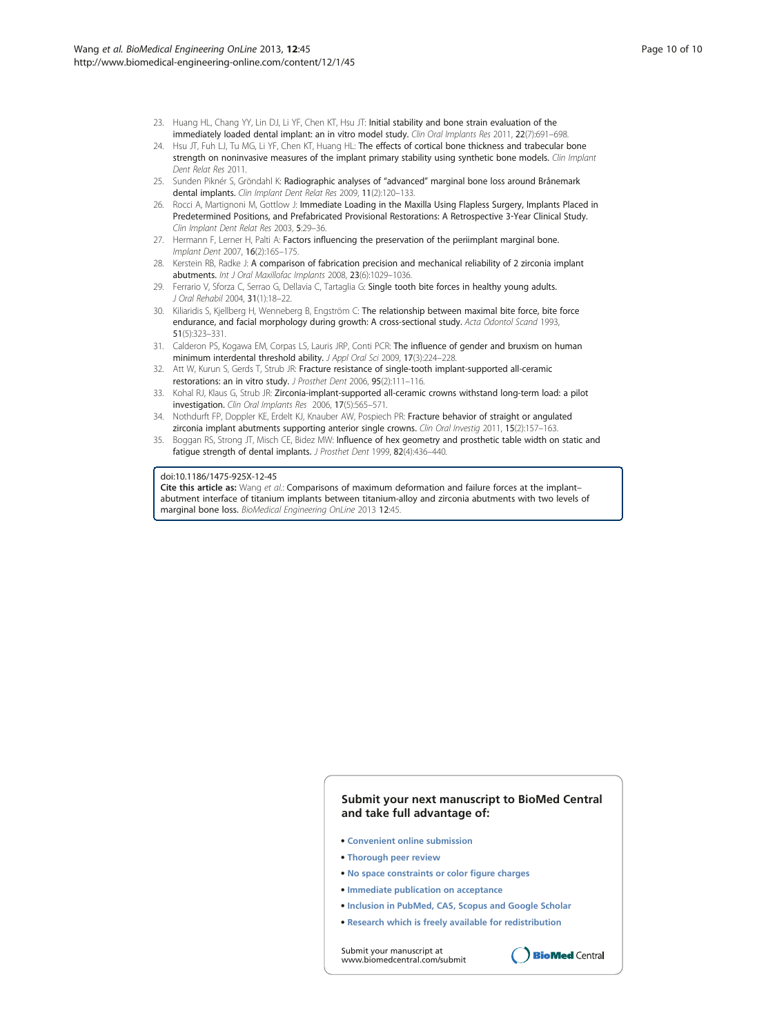23. Huang HL, Chang YY, Lin DJ, Li YF, Chen KT, Hsu JT: **Initial stability and bone strain evaluation of the immediately loaded dental implant: an in vitro model study.** *Clin Oral Implants Res* 2011, **22**(7):691–698.
24. Hsu JT, Fuh LJ, Tu MG, Li YF, Chen KT, Huang HL: **The effects of cortical bone thickness and trabecular bone strength on noninvasive measures of the implant primary stability using synthetic bone models.** *Clin Implant Dent Relat Res* 2011.
25. Sunden Piknér S, Gröndahl K: **Radiographic analyses of "advanced" marginal bone loss around Brånemark dental implants.** *Clin Implant Dent Relat Res* 2009, **11**(2):120–133.
26. Rocci A, Martignoni M, Gottlow J: **Immediate Loading in the Maxilla Using Flapless Surgery, Implants Placed in Predetermined Positions, and Prefabricated Provisional Restorations: A Retrospective 3-Year Clinical Study.** *Clin Implant Dent Relat Res* 2003, **5**:29–36.
27. Hermann F, Lerner H, Palti A: **Factors influencing the preservation of the periimplant marginal bone.** *Implant Dent* 2007, **16**(2):165–175.
28. Kerstein RB, Radke J: **A comparison of fabrication precision and mechanical reliability of 2 zirconia implant abutments.** *Int J Oral Maxillofac Implants* 2008, **23**(6):1029–1036.
29. Ferrario V, Sforza C, Serrao G, Dellavia C, Tartaglia G: **Single tooth bite forces in healthy young adults.** *J Oral Rehabil* 2004, **31**(1):18–22.
30. Kiliaridis S, Kjellberg H, Wenneberg B, Engström C: **The relationship between maximal bite force, bite force endurance, and facial morphology during growth: A cross-sectional study.** *Acta Odontol Scand* 1993, **51**(5):323–331.
31. Calderon PS, Kogawa EM, Corpas LS, Lauris JRP, Conti PCR: **The influence of gender and bruxism on human minimum interdental threshold ability.** *J Appl Oral Sci* 2009, **17**(3):224–228.
32. Att W, Kurun S, Gerds T, Strub JR: **Fracture resistance of single-tooth implant-supported all-ceramic restorations: an in vitro study.** *J Prosthet Dent* 2006, **95**(2):111–116.
33. Kohal RJ, Klaus G, Strub JR: **Zirconia-implant-supported all-ceramic crowns withstand long-term load: a pilot investigation.** *Clin Oral Implants Res* 2006, **17**(5):565–571.
34. Nothdurft FP, Doppler KE, Erdelt KJ, Knauber AW, Pospiech PR: **Fracture behavior of straight or angulated zirconia implant abutments supporting anterior single crowns.** *Clin Oral Investig* 2011, **15**(2):157–163.
35. Boggan RS, Strong JT, Misch CE, Bidez MW: **Influence of hex geometry and prosthetic table width on static and fatigue strength of dental implants.** *J Prosthet Dent* 1999, **82**(4):436–440.

doi:10.1186/1475-925X-12-45

**Cite this article as:** Wang *et al.*: Comparisons of maximum deformation and failure forces at the implant–abutment interface of titanium implants between titanium-alloy and zirconia abutments with two levels of marginal bone loss. *BioMedical Engineering OnLine* 2013 **12**:45.

**Submit your next manuscript to BioMed Central and take full advantage of:**

- **Convenient online submission**
- **Thorough peer review**
- **No space constraints or color figure charges**
- **Immediate publication on acceptance**
- **Inclusion in PubMed, CAS, Scopus and Google Scholar**
- **Research which is freely available for redistribution**

Submit your manuscript at
www.biomedcentral.com/submit

BioMed Central